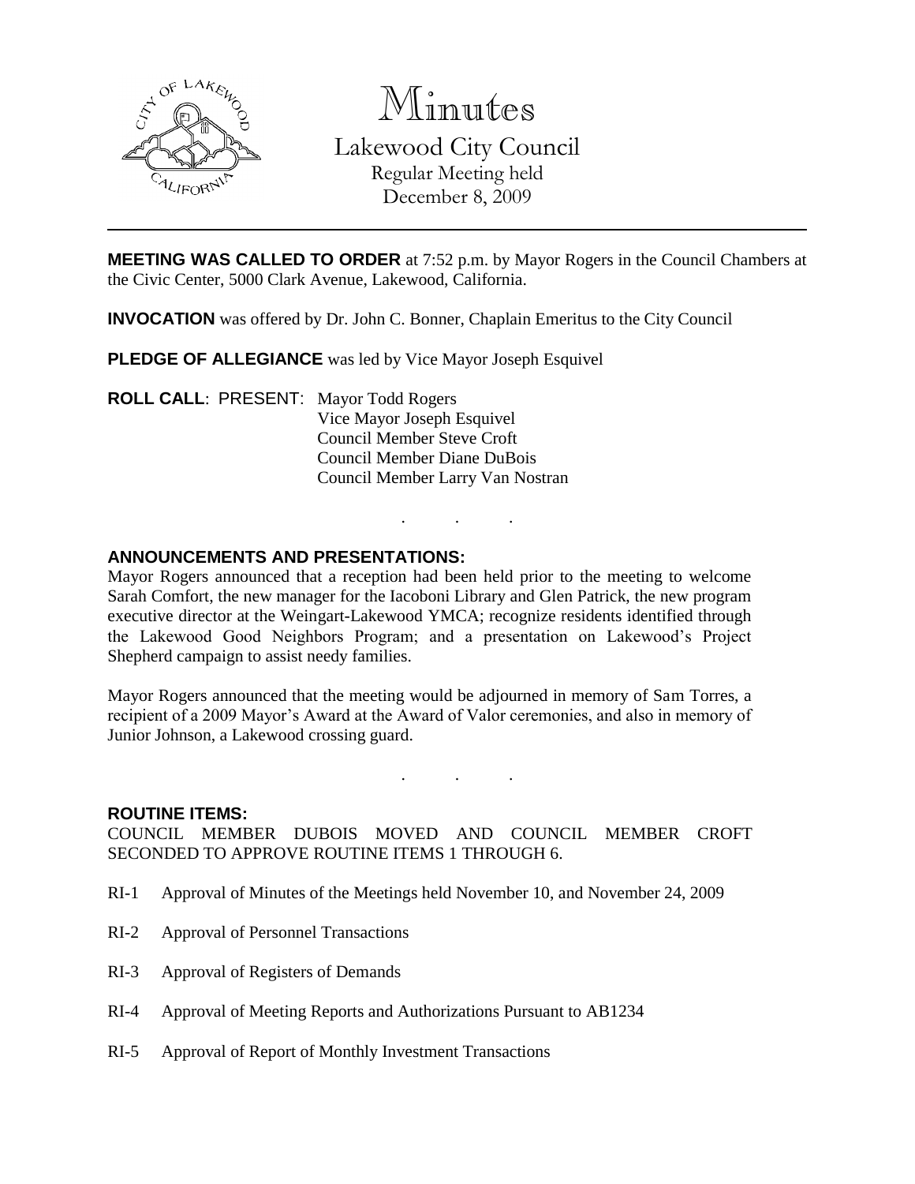# Minutes

## Lakewood City Council

Regular Meeting held
December 8, 2009

---

**MEETING WAS CALLED TO ORDER** at 7:52 p.m. by Mayor Rogers in the Council Chambers at the Civic Center, 5000 Clark Avenue, Lakewood, California.

**INVOCATION** was offered by Dr. John C. Bonner, Chaplain Emeritus to the City Council

**PLEDGE OF ALLEGIANCE** was led by Vice Mayor Joseph Esquivel

**ROLL CALL**: PRESENT: Mayor Todd Rogers
Vice Mayor Joseph Esquivel
Council Member Steve Croft
Council Member Diane DuBois
Council Member Larry Van Nostran

. . .

**ANNOUNCEMENTS AND PRESENTATIONS:**

Mayor Rogers announced that a reception had been held prior to the meeting to welcome Sarah Comfort, the new manager for the Iacoboni Library and Glen Patrick, the new program executive director at the Weingart-Lakewood YMCA; recognize residents identified through the Lakewood Good Neighbors Program; and a presentation on Lakewood's Project Shepherd campaign to assist needy families.

Mayor Rogers announced that the meeting would be adjourned in memory of Sam Torres, a recipient of a 2009 Mayor's Award at the Award of Valor ceremonies, and also in memory of Junior Johnson, a Lakewood crossing guard.

. . .

**ROUTINE ITEMS:**

COUNCIL MEMBER DUBOIS MOVED AND COUNCIL MEMBER CROFT SECONDED TO APPROVE ROUTINE ITEMS 1 THROUGH 6.

RI-1 Approval of Minutes of the Meetings held November 10, and November 24, 2009

RI-2 Approval of Personnel Transactions

RI-3 Approval of Registers of Demands

RI-4 Approval of Meeting Reports and Authorizations Pursuant to AB1234

RI-5 Approval of Report of Monthly Investment Transactions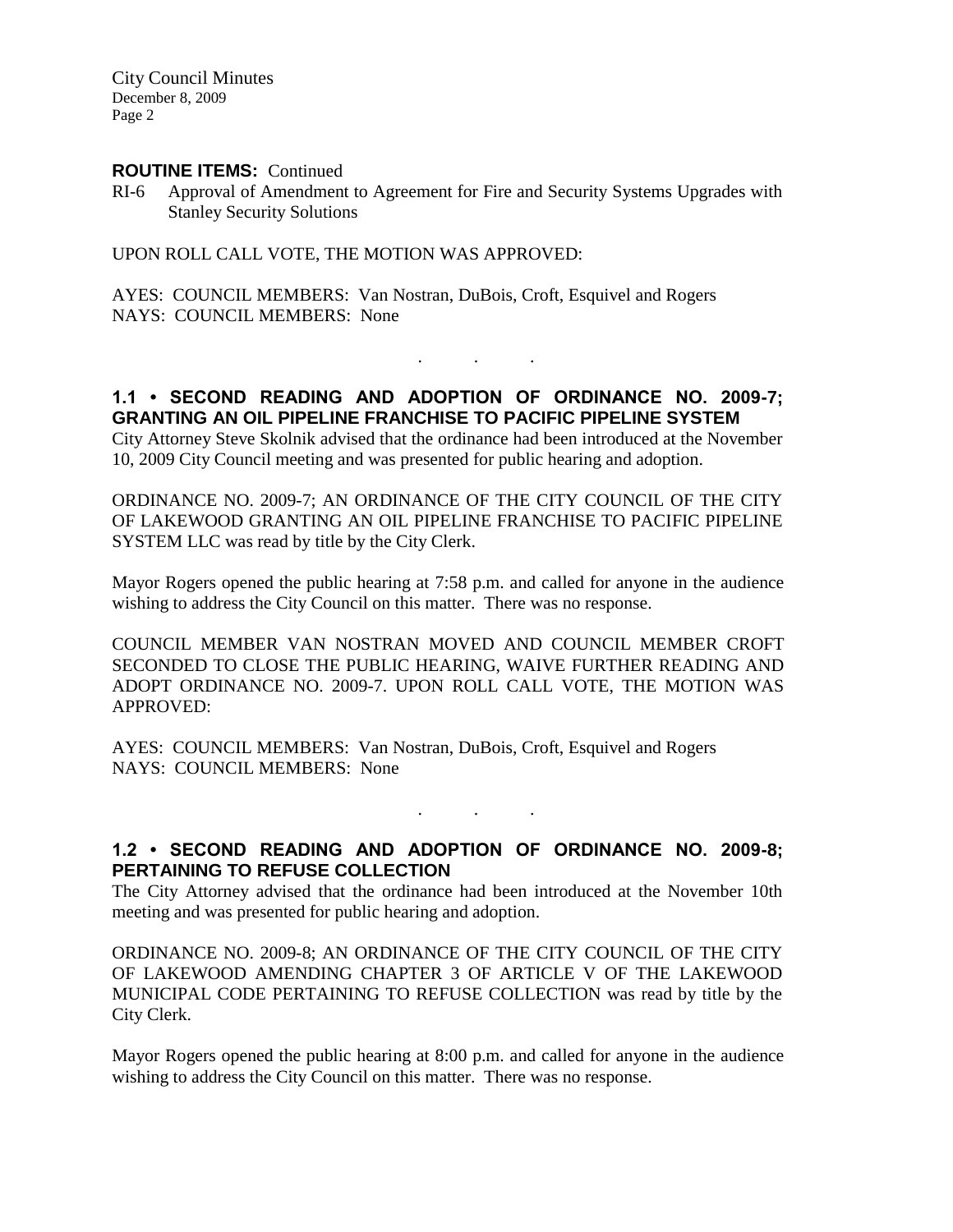**ROUTINE ITEMS:** Continued

RI-6 Approval of Amendment to Agreement for Fire and Security Systems Upgrades with Stanley Security Solutions

UPON ROLL CALL VOTE, THE MOTION WAS APPROVED:

AYES: COUNCIL MEMBERS: Van Nostran, DuBois, Croft, Esquivel and Rogers
NAYS: COUNCIL MEMBERS: None

. . .

### 1.1 • SECOND READING AND ADOPTION OF ORDINANCE NO. 2009-7; GRANTING AN OIL PIPELINE FRANCHISE TO PACIFIC PIPELINE SYSTEM

City Attorney Steve Skolnik advised that the ordinance had been introduced at the November 10, 2009 City Council meeting and was presented for public hearing and adoption.

ORDINANCE NO. 2009-7; AN ORDINANCE OF THE CITY COUNCIL OF THE CITY OF LAKEWOOD GRANTING AN OIL PIPELINE FRANCHISE TO PACIFIC PIPELINE SYSTEM LLC was read by title by the City Clerk.

Mayor Rogers opened the public hearing at 7:58 p.m. and called for anyone in the audience wishing to address the City Council on this matter. There was no response.

COUNCIL MEMBER VAN NOSTRAN MOVED AND COUNCIL MEMBER CROFT SECONDED TO CLOSE THE PUBLIC HEARING, WAIVE FURTHER READING AND ADOPT ORDINANCE NO. 2009-7. UPON ROLL CALL VOTE, THE MOTION WAS APPROVED:

AYES: COUNCIL MEMBERS: Van Nostran, DuBois, Croft, Esquivel and Rogers
NAYS: COUNCIL MEMBERS: None

. . .

### 1.2 • SECOND READING AND ADOPTION OF ORDINANCE NO. 2009-8; PERTAINING TO REFUSE COLLECTION

The City Attorney advised that the ordinance had been introduced at the November 10th meeting and was presented for public hearing and adoption.

ORDINANCE NO. 2009-8; AN ORDINANCE OF THE CITY COUNCIL OF THE CITY OF LAKEWOOD AMENDING CHAPTER 3 OF ARTICLE V OF THE LAKEWOOD MUNICIPAL CODE PERTAINING TO REFUSE COLLECTION was read by title by the City Clerk.

Mayor Rogers opened the public hearing at 8:00 p.m. and called for anyone in the audience wishing to address the City Council on this matter. There was no response.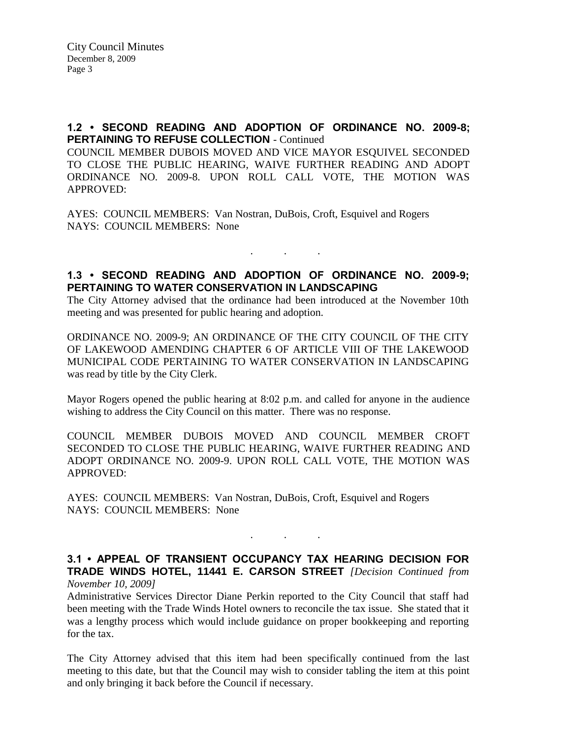**1.2 • SECOND READING AND ADOPTION OF ORDINANCE NO. 2009-8; PERTAINING TO REFUSE COLLECTION** - Continued

COUNCIL MEMBER DUBOIS MOVED AND VICE MAYOR ESQUIVEL SECONDED TO CLOSE THE PUBLIC HEARING, WAIVE FURTHER READING AND ADOPT ORDINANCE NO. 2009-8. UPON ROLL CALL VOTE, THE MOTION WAS APPROVED:

AYES: COUNCIL MEMBERS: Van Nostran, DuBois, Croft, Esquivel and Rogers
NAYS: COUNCIL MEMBERS: None

. . .

**1.3 • SECOND READING AND ADOPTION OF ORDINANCE NO. 2009-9; PERTAINING TO WATER CONSERVATION IN LANDSCAPING**

The City Attorney advised that the ordinance had been introduced at the November 10th meeting and was presented for public hearing and adoption.

ORDINANCE NO. 2009-9; AN ORDINANCE OF THE CITY COUNCIL OF THE CITY OF LAKEWOOD AMENDING CHAPTER 6 OF ARTICLE VIII OF THE LAKEWOOD MUNICIPAL CODE PERTAINING TO WATER CONSERVATION IN LANDSCAPING was read by title by the City Clerk.

Mayor Rogers opened the public hearing at 8:02 p.m. and called for anyone in the audience wishing to address the City Council on this matter. There was no response.

COUNCIL MEMBER DUBOIS MOVED AND COUNCIL MEMBER CROFT SECONDED TO CLOSE THE PUBLIC HEARING, WAIVE FURTHER READING AND ADOPT ORDINANCE NO. 2009-9. UPON ROLL CALL VOTE, THE MOTION WAS APPROVED:

AYES: COUNCIL MEMBERS: Van Nostran, DuBois, Croft, Esquivel and Rogers
NAYS: COUNCIL MEMBERS: None

. . .

**3.1 • APPEAL OF TRANSIENT OCCUPANCY TAX HEARING DECISION FOR TRADE WINDS HOTEL, 11441 E. CARSON STREET** *[Decision Continued from November 10, 2009]*

Administrative Services Director Diane Perkin reported to the City Council that staff had been meeting with the Trade Winds Hotel owners to reconcile the tax issue. She stated that it was a lengthy process which would include guidance on proper bookkeeping and reporting for the tax.

The City Attorney advised that this item had been specifically continued from the last meeting to this date, but that the Council may wish to consider tabling the item at this point and only bringing it back before the Council if necessary.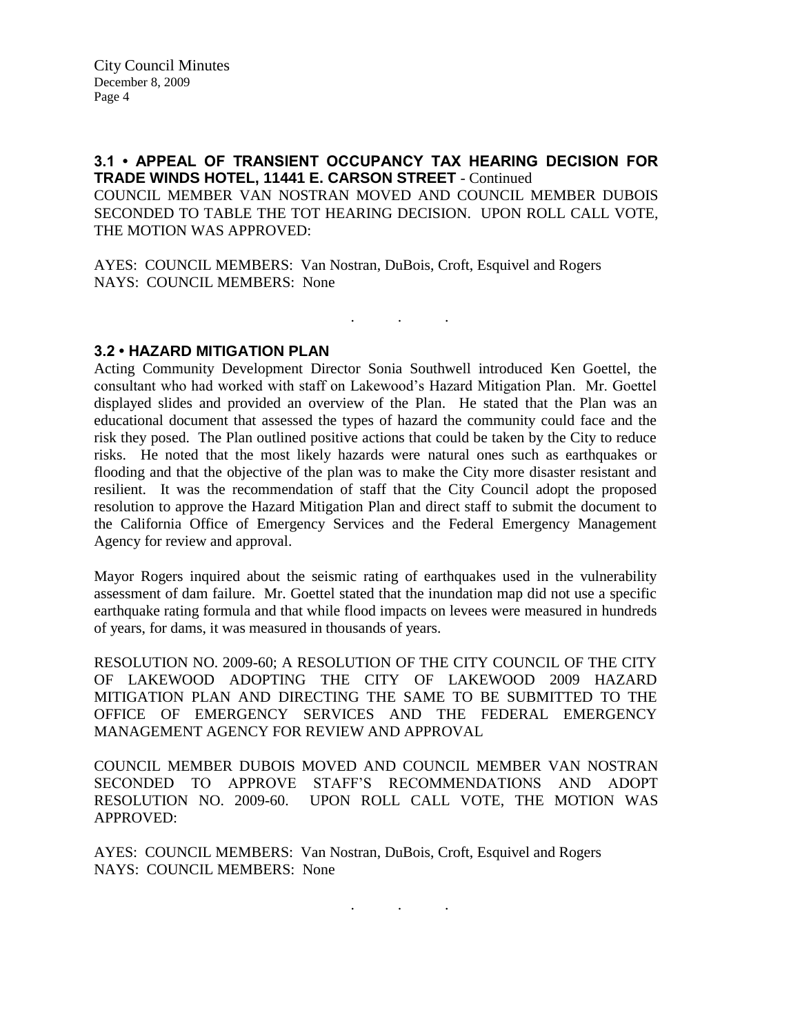**3.1 • APPEAL OF TRANSIENT OCCUPANCY TAX HEARING DECISION FOR TRADE WINDS HOTEL, 11441 E. CARSON STREET** - Continued

COUNCIL MEMBER VAN NOSTRAN MOVED AND COUNCIL MEMBER DUBOIS SECONDED TO TABLE THE TOT HEARING DECISION. UPON ROLL CALL VOTE, THE MOTION WAS APPROVED:

AYES: COUNCIL MEMBERS: Van Nostran, DuBois, Croft, Esquivel and Rogers
NAYS: COUNCIL MEMBERS: None

. . .

**3.2 • HAZARD MITIGATION PLAN**

Acting Community Development Director Sonia Southwell introduced Ken Goettel, the consultant who had worked with staff on Lakewood's Hazard Mitigation Plan. Mr. Goettel displayed slides and provided an overview of the Plan. He stated that the Plan was an educational document that assessed the types of hazard the community could face and the risk they posed. The Plan outlined positive actions that could be taken by the City to reduce risks. He noted that the most likely hazards were natural ones such as earthquakes or flooding and that the objective of the plan was to make the City more disaster resistant and resilient. It was the recommendation of staff that the City Council adopt the proposed resolution to approve the Hazard Mitigation Plan and direct staff to submit the document to the California Office of Emergency Services and the Federal Emergency Management Agency for review and approval.

Mayor Rogers inquired about the seismic rating of earthquakes used in the vulnerability assessment of dam failure. Mr. Goettel stated that the inundation map did not use a specific earthquake rating formula and that while flood impacts on levees were measured in hundreds of years, for dams, it was measured in thousands of years.

RESOLUTION NO. 2009-60; A RESOLUTION OF THE CITY COUNCIL OF THE CITY OF LAKEWOOD ADOPTING THE CITY OF LAKEWOOD 2009 HAZARD MITIGATION PLAN AND DIRECTING THE SAME TO BE SUBMITTED TO THE OFFICE OF EMERGENCY SERVICES AND THE FEDERAL EMERGENCY MANAGEMENT AGENCY FOR REVIEW AND APPROVAL

COUNCIL MEMBER DUBOIS MOVED AND COUNCIL MEMBER VAN NOSTRAN SECONDED TO APPROVE STAFF'S RECOMMENDATIONS AND ADOPT RESOLUTION NO. 2009-60. UPON ROLL CALL VOTE, THE MOTION WAS APPROVED:

AYES: COUNCIL MEMBERS: Van Nostran, DuBois, Croft, Esquivel and Rogers
NAYS: COUNCIL MEMBERS: None

. . .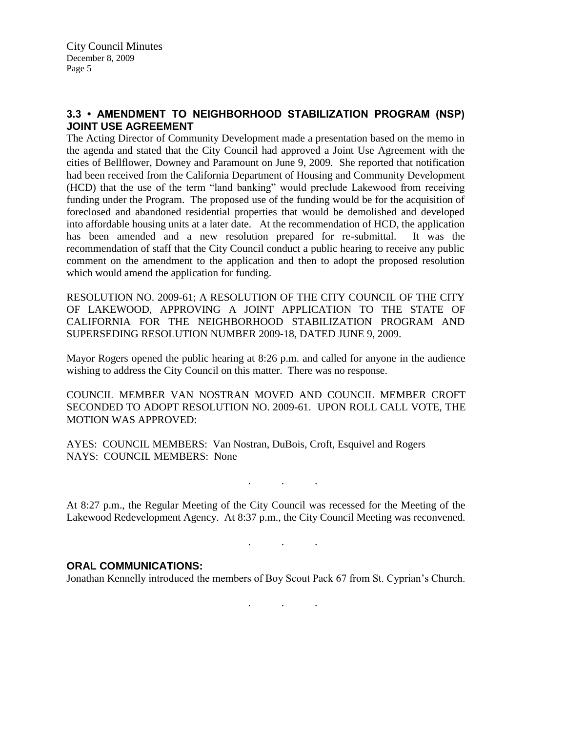### 3.3 • AMENDMENT TO NEIGHBORHOOD STABILIZATION PROGRAM (NSP) JOINT USE AGREEMENT

The Acting Director of Community Development made a presentation based on the memo in the agenda and stated that the City Council had approved a Joint Use Agreement with the cities of Bellflower, Downey and Paramount on June 9, 2009. She reported that notification had been received from the California Department of Housing and Community Development (HCD) that the use of the term "land banking" would preclude Lakewood from receiving funding under the Program. The proposed use of the funding would be for the acquisition of foreclosed and abandoned residential properties that would be demolished and developed into affordable housing units at a later date. At the recommendation of HCD, the application has been amended and a new resolution prepared for re-submittal. It was the recommendation of staff that the City Council conduct a public hearing to receive any public comment on the amendment to the application and then to adopt the proposed resolution which would amend the application for funding.

RESOLUTION NO. 2009-61; A RESOLUTION OF THE CITY COUNCIL OF THE CITY OF LAKEWOOD, APPROVING A JOINT APPLICATION TO THE STATE OF CALIFORNIA FOR THE NEIGHBORHOOD STABILIZATION PROGRAM AND SUPERSEDING RESOLUTION NUMBER 2009-18, DATED JUNE 9, 2009.

Mayor Rogers opened the public hearing at 8:26 p.m. and called for anyone in the audience wishing to address the City Council on this matter. There was no response.

COUNCIL MEMBER VAN NOSTRAN MOVED AND COUNCIL MEMBER CROFT SECONDED TO ADOPT RESOLUTION NO. 2009-61. UPON ROLL CALL VOTE, THE MOTION WAS APPROVED:

AYES: COUNCIL MEMBERS: Van Nostran, DuBois, Croft, Esquivel and Rogers
NAYS: COUNCIL MEMBERS: None

. . .

At 8:27 p.m., the Regular Meeting of the City Council was recessed for the Meeting of the Lakewood Redevelopment Agency. At 8:37 p.m., the City Council Meeting was reconvened.

. . .

### ORAL COMMUNICATIONS:

Jonathan Kennelly introduced the members of Boy Scout Pack 67 from St. Cyprian's Church.

. . .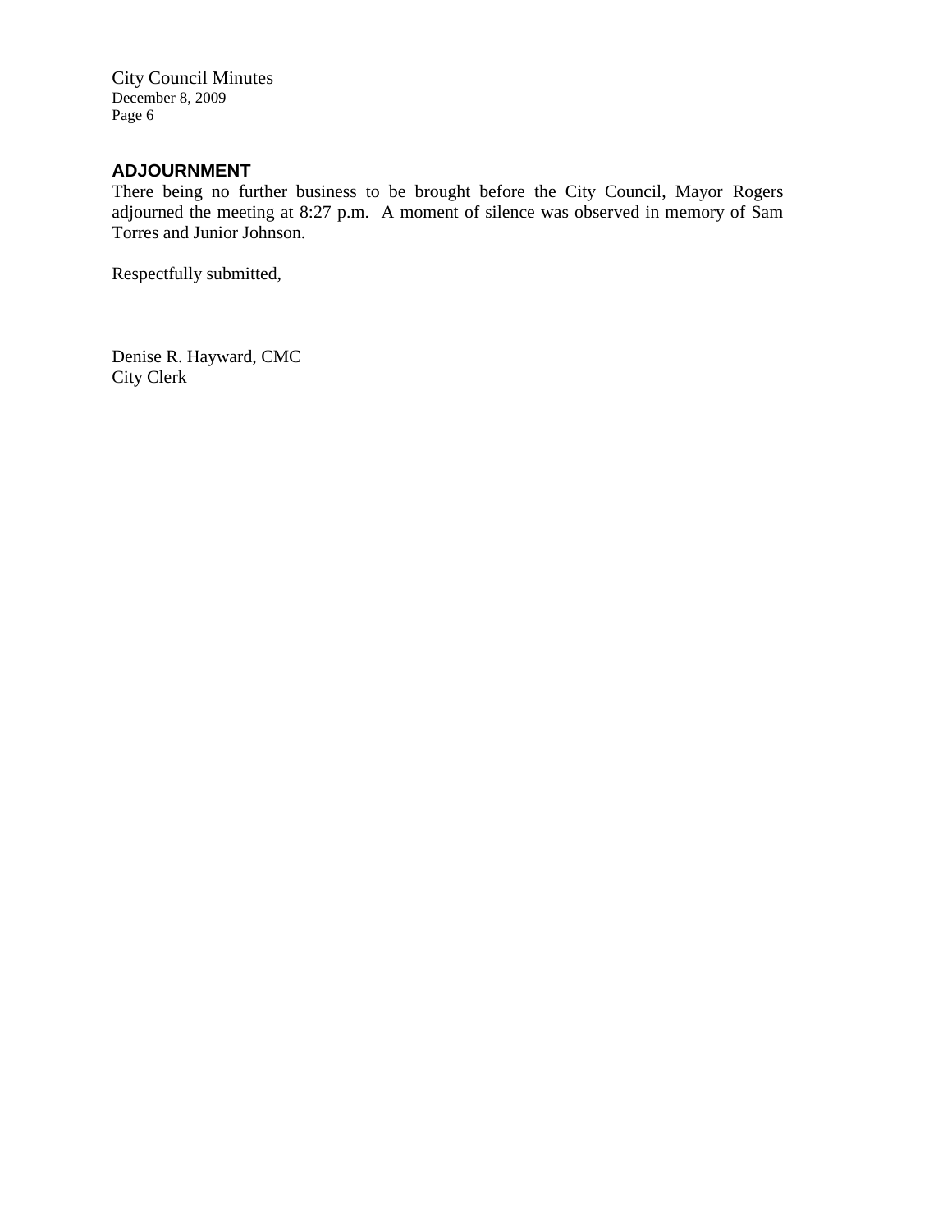## ADJOURNMENT

There being no further business to be brought before the City Council, Mayor Rogers adjourned the meeting at 8:27 p.m. A moment of silence was observed in memory of Sam Torres and Junior Johnson.

Respectfully submitted,

Denise R. Hayward, CMC
City Clerk